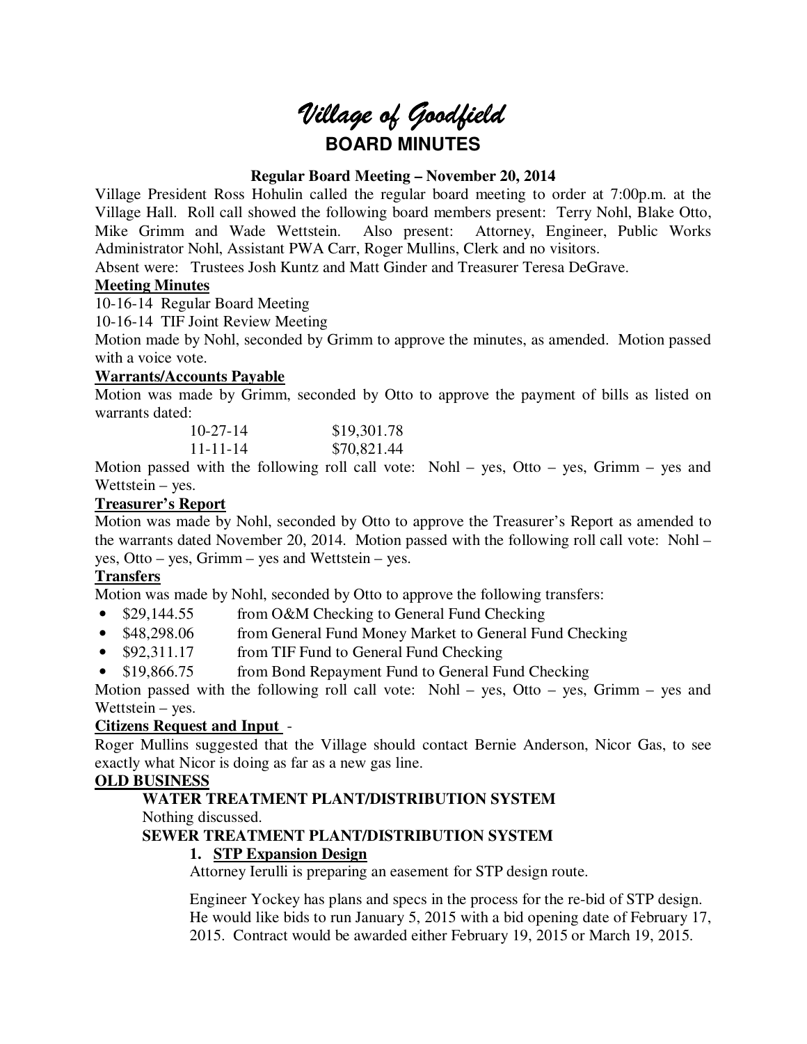# *Village of Goodfield*

## BOARD MINUTES

**Regular Board Meeting – November 20, 2014**

Village President Ross Hohulin called the regular board meeting to order at 7:00p.m. at the Village Hall. Roll call showed the following board members present: Terry Nohl, Blake Otto, Mike Grimm and Wade Wettstein. Also present: Attorney, Engineer, Public Works Administrator Nohl, Assistant PWA Carr, Roger Mullins, Clerk and no visitors.

Absent were: Trustees Josh Kuntz and Matt Ginder and Treasurer Teresa DeGrave.

**Meeting Minutes**

10-16-14 Regular Board Meeting

10-16-14 TIF Joint Review Meeting

Motion made by Nohl, seconded by Grimm to approve the minutes, as amended. Motion passed with a voice vote.

**Warrants/Accounts Payable**

Motion was made by Grimm, seconded by Otto to approve the payment of bills as listed on warrants dated:

| | |
|---|---|
| 10-27-14 | $19,301.78 |
| 11-11-14 | $70,821.44 |

Motion passed with the following roll call vote: Nohl – yes, Otto – yes, Grimm – yes and Wettstein – yes.

**Treasurer's Report**

Motion was made by Nohl, seconded by Otto to approve the Treasurer's Report as amended to the warrants dated November 20, 2014. Motion passed with the following roll call vote: Nohl – yes, Otto – yes, Grimm – yes and Wettstein – yes.

**Transfers**

Motion was made by Nohl, seconded by Otto to approve the following transfers:

- $29,144.55 from O&M Checking to General Fund Checking
- $48,298.06 from General Fund Money Market to General Fund Checking
- $92,311.17 from TIF Fund to General Fund Checking
- $19,866.75 from Bond Repayment Fund to General Fund Checking

Motion passed with the following roll call vote: Nohl – yes, Otto – yes, Grimm – yes and Wettstein – yes.

**Citizens Request and Input** -

Roger Mullins suggested that the Village should contact Bernie Anderson, Nicor Gas, to see exactly what Nicor is doing as far as a new gas line.

**OLD BUSINESS**

**WATER TREATMENT PLANT/DISTRIBUTION SYSTEM**

Nothing discussed.

**SEWER TREATMENT PLANT/DISTRIBUTION SYSTEM**

1. **STP Expansion Design**

   Attorney Ierulli is preparing an easement for STP design route.

   Engineer Yockey has plans and specs in the process for the re-bid of STP design. He would like bids to run January 5, 2015 with a bid opening date of February 17, 2015. Contract would be awarded either February 19, 2015 or March 19, 2015.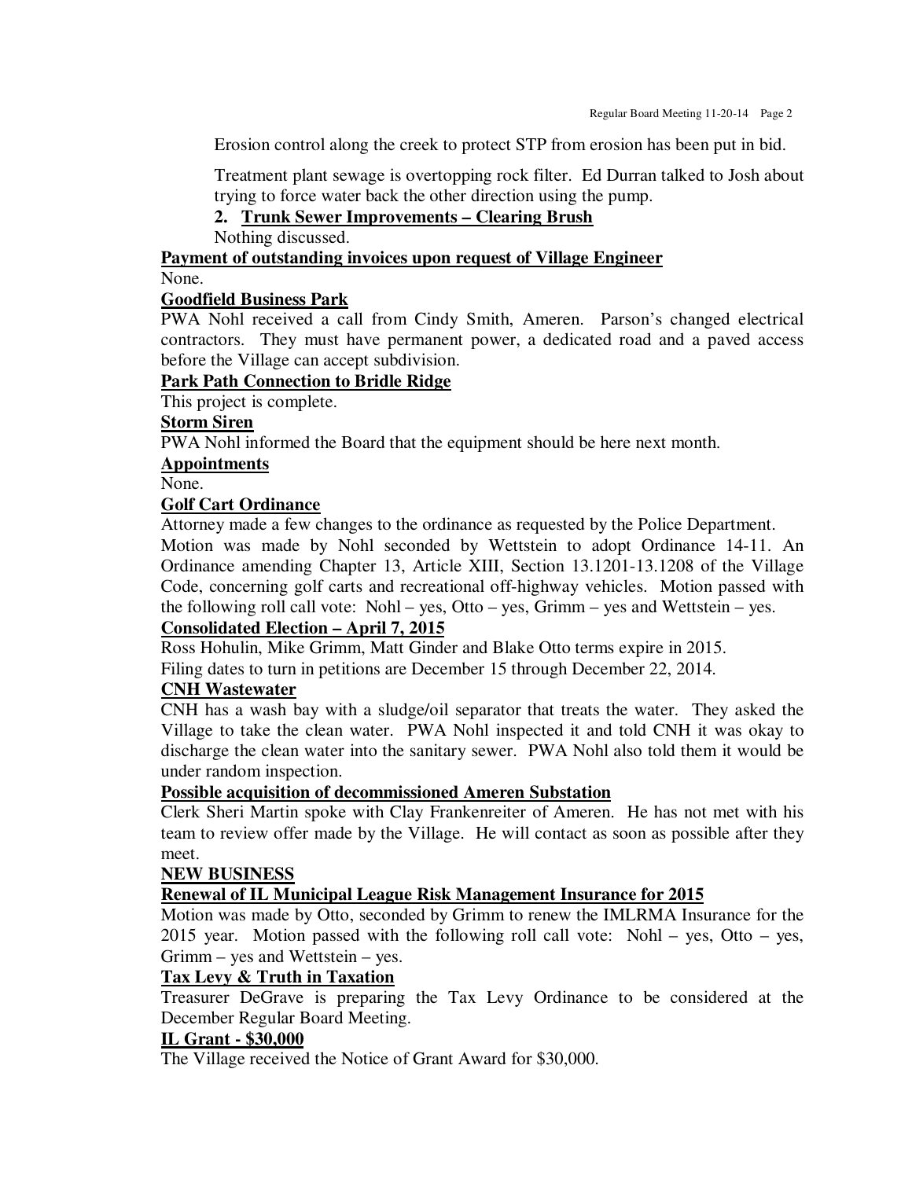Erosion control along the creek to protect STP from erosion has been put in bid.

Treatment plant sewage is overtopping rock filter. Ed Durran talked to Josh about trying to force water back the other direction using the pump.

**2. Trunk Sewer Improvements – Clearing Brush**

Nothing discussed.

**Payment of outstanding invoices upon request of Village Engineer**

None.

**Goodfield Business Park**

PWA Nohl received a call from Cindy Smith, Ameren. Parson's changed electrical contractors. They must have permanent power, a dedicated road and a paved access before the Village can accept subdivision.

**Park Path Connection to Bridle Ridge**

This project is complete.

**Storm Siren**

PWA Nohl informed the Board that the equipment should be here next month.

**Appointments**

None.

**Golf Cart Ordinance**

Attorney made a few changes to the ordinance as requested by the Police Department.

Motion was made by Nohl seconded by Wettstein to adopt Ordinance 14-11. An Ordinance amending Chapter 13, Article XIII, Section 13.1201-13.1208 of the Village Code, concerning golf carts and recreational off-highway vehicles. Motion passed with the following roll call vote: Nohl – yes, Otto – yes, Grimm – yes and Wettstein – yes.

**Consolidated Election – April 7, 2015**

Ross Hohulin, Mike Grimm, Matt Ginder and Blake Otto terms expire in 2015.

Filing dates to turn in petitions are December 15 through December 22, 2014.

**CNH Wastewater**

CNH has a wash bay with a sludge/oil separator that treats the water. They asked the Village to take the clean water. PWA Nohl inspected it and told CNH it was okay to discharge the clean water into the sanitary sewer. PWA Nohl also told them it would be under random inspection.

**Possible acquisition of decommissioned Ameren Substation**

Clerk Sheri Martin spoke with Clay Frankenreiter of Ameren. He has not met with his team to review offer made by the Village. He will contact as soon as possible after they meet.

**NEW BUSINESS**

**Renewal of IL Municipal League Risk Management Insurance for 2015**

Motion was made by Otto, seconded by Grimm to renew the IMLRMA Insurance for the 2015 year. Motion passed with the following roll call vote: Nohl – yes, Otto – yes, Grimm – yes and Wettstein – yes.

**Tax Levy & Truth in Taxation**

Treasurer DeGrave is preparing the Tax Levy Ordinance to be considered at the December Regular Board Meeting.

**IL Grant - $30,000**

The Village received the Notice of Grant Award for $30,000.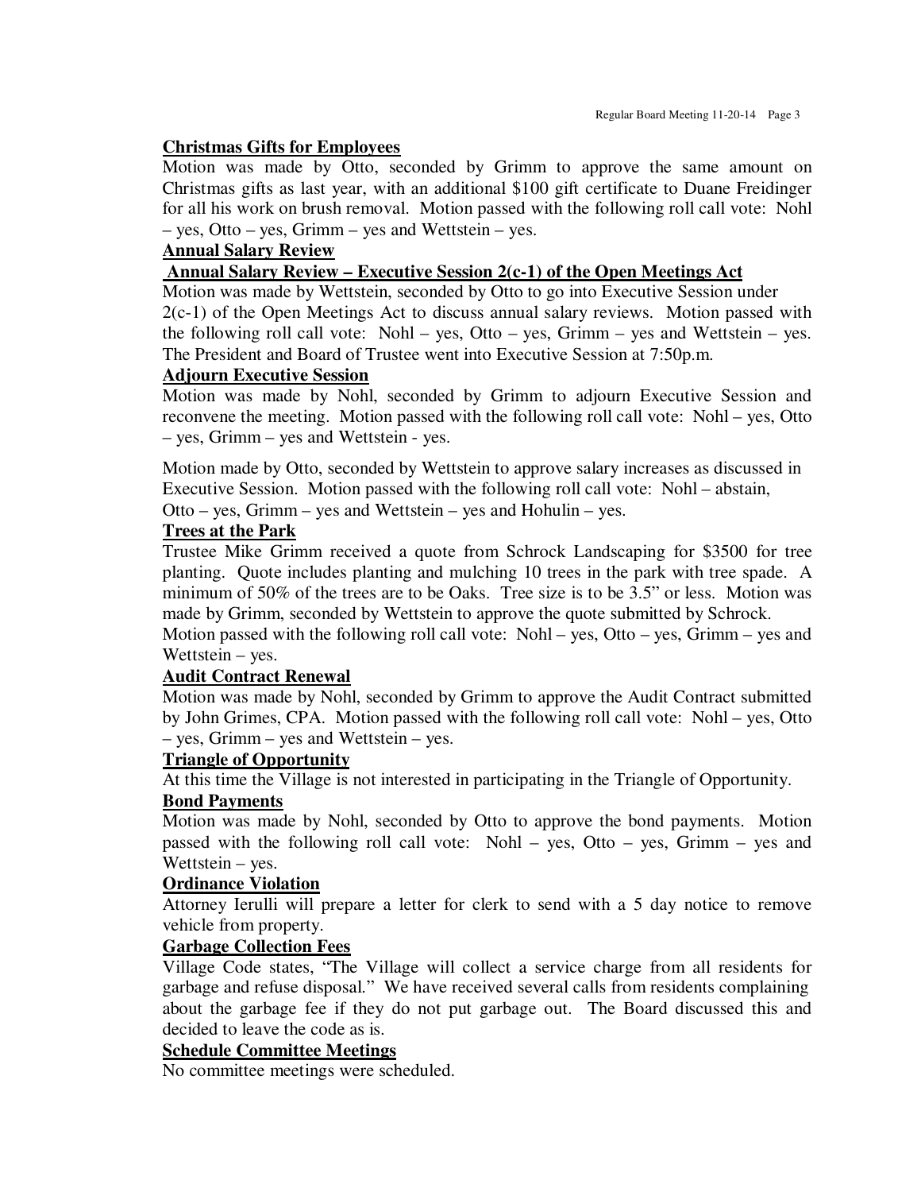**Christmas Gifts for Employees**

Motion was made by Otto, seconded by Grimm to approve the same amount on Christmas gifts as last year, with an additional $100 gift certificate to Duane Freidinger for all his work on brush removal. Motion passed with the following roll call vote: Nohl – yes, Otto – yes, Grimm – yes and Wettstein – yes.

**Annual Salary Review**

**Annual Salary Review – Executive Session 2(c-1) of the Open Meetings Act**

Motion was made by Wettstein, seconded by Otto to go into Executive Session under 2(c-1) of the Open Meetings Act to discuss annual salary reviews. Motion passed with the following roll call vote: Nohl – yes, Otto – yes, Grimm – yes and Wettstein – yes. The President and Board of Trustee went into Executive Session at 7:50p.m.

**Adjourn Executive Session**

Motion was made by Nohl, seconded by Grimm to adjourn Executive Session and reconvene the meeting. Motion passed with the following roll call vote: Nohl – yes, Otto – yes, Grimm – yes and Wettstein - yes.

Motion made by Otto, seconded by Wettstein to approve salary increases as discussed in Executive Session. Motion passed with the following roll call vote: Nohl – abstain, Otto – yes, Grimm – yes and Wettstein – yes and Hohulin – yes.

**Trees at the Park**

Trustee Mike Grimm received a quote from Schrock Landscaping for $3500 for tree planting. Quote includes planting and mulching 10 trees in the park with tree spade. A minimum of 50% of the trees are to be Oaks. Tree size is to be 3.5" or less. Motion was made by Grimm, seconded by Wettstein to approve the quote submitted by Schrock. Motion passed with the following roll call vote: Nohl – yes, Otto – yes, Grimm – yes and Wettstein – yes.

**Audit Contract Renewal**

Motion was made by Nohl, seconded by Grimm to approve the Audit Contract submitted by John Grimes, CPA. Motion passed with the following roll call vote: Nohl – yes, Otto – yes, Grimm – yes and Wettstein – yes.

**Triangle of Opportunity**

At this time the Village is not interested in participating in the Triangle of Opportunity.

**Bond Payments**

Motion was made by Nohl, seconded by Otto to approve the bond payments. Motion passed with the following roll call vote: Nohl – yes, Otto – yes, Grimm – yes and Wettstein – yes.

**Ordinance Violation**

Attorney Ierulli will prepare a letter for clerk to send with a 5 day notice to remove vehicle from property.

**Garbage Collection Fees**

Village Code states, "The Village will collect a service charge from all residents for garbage and refuse disposal." We have received several calls from residents complaining about the garbage fee if they do not put garbage out. The Board discussed this and decided to leave the code as is.

**Schedule Committee Meetings**

No committee meetings were scheduled.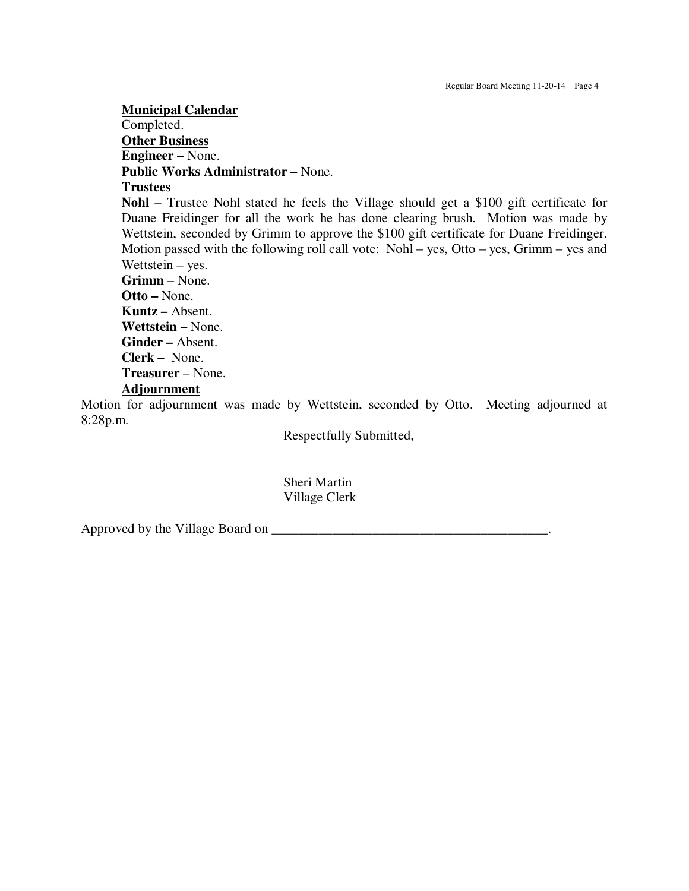**Municipal Calendar**

Completed.

**Other Business**

**Engineer –** None.

**Public Works Administrator –** None.

**Trustees**

**Nohl** – Trustee Nohl stated he feels the Village should get a $100 gift certificate for Duane Freidinger for all the work he has done clearing brush. Motion was made by Wettstein, seconded by Grimm to approve the $100 gift certificate for Duane Freidinger. Motion passed with the following roll call vote: Nohl – yes, Otto – yes, Grimm – yes and Wettstein – yes.

**Grimm** – None.

**Otto –** None.

**Kuntz –** Absent.

**Wettstein –** None.

**Ginder –** Absent.

**Clerk –** None.

**Treasurer** – None.

**Adjournment**

Motion for adjournment was made by Wettstein, seconded by Otto. Meeting adjourned at 8:28p.m.

Respectfully Submitted,

Sheri Martin
Village Clerk

Approved by the Village Board on ___________________________________________.